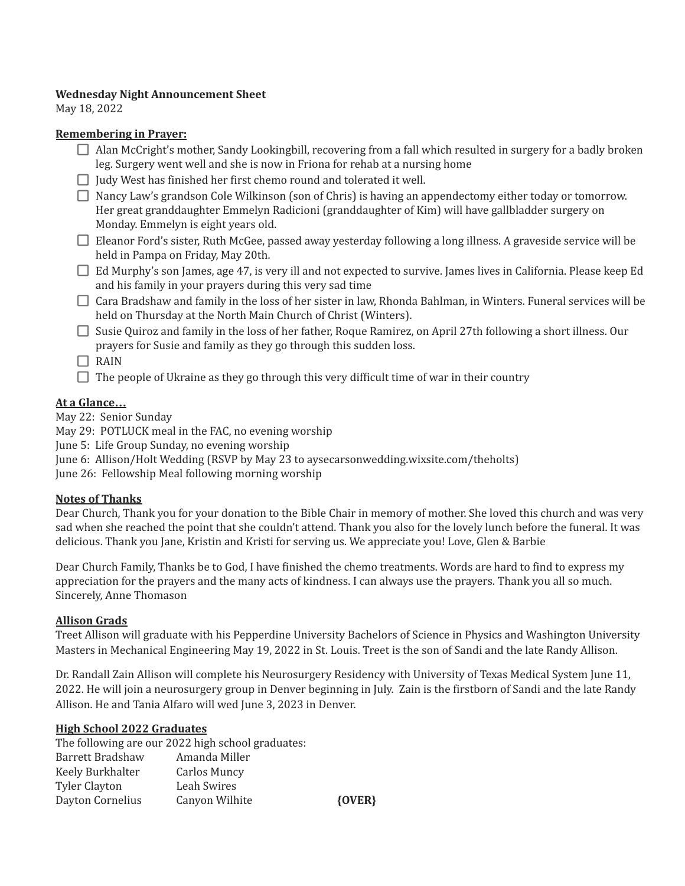**Wednesday Night Announcement Sheet**
May 18, 2022

**Remembering in Prayer:**

- [ ] Alan McCright's mother, Sandy Lookingbill, recovering from a fall which resulted in surgery for a badly broken leg. Surgery went well and she is now in Friona for rehab at a nursing home
- [ ] Judy West has finished her first chemo round and tolerated it well.
- [ ] Nancy Law's grandson Cole Wilkinson (son of Chris) is having an appendectomy either today or tomorrow. Her great granddaughter Emmelyn Radicioni (granddaughter of Kim) will have gallbladder surgery on Monday. Emmelyn is eight years old.
- [ ] Eleanor Ford's sister, Ruth McGee, passed away yesterday following a long illness. A graveside service will be held in Pampa on Friday, May 20th.
- [ ] Ed Murphy's son James, age 47, is very ill and not expected to survive. James lives in California. Please keep Ed and his family in your prayers during this very sad time
- [ ] Cara Bradshaw and family in the loss of her sister in law, Rhonda Bahlman, in Winters. Funeral services will be held on Thursday at the North Main Church of Christ (Winters).
- [ ] Susie Quiroz and family in the loss of her father, Roque Ramirez, on April 27th following a short illness. Our prayers for Susie and family as they go through this sudden loss.
- [ ] RAIN
- [ ] The people of Ukraine as they go through this very difficult time of war in their country

**At a Glance…**

May 22: Senior Sunday
May 29: POTLUCK meal in the FAC, no evening worship
June 5: Life Group Sunday, no evening worship
June 6: Allison/Holt Wedding (RSVP by May 23 to aysecarsonwedding.wixsite.com/theholts)
June 26: Fellowship Meal following morning worship

**Notes of Thanks**

Dear Church, Thank you for your donation to the Bible Chair in memory of mother. She loved this church and was very sad when she reached the point that she couldn't attend. Thank you also for the lovely lunch before the funeral. It was delicious. Thank you Jane, Kristin and Kristi for serving us. We appreciate you! Love, Glen & Barbie

Dear Church Family, Thanks be to God, I have finished the chemo treatments. Words are hard to find to express my appreciation for the prayers and the many acts of kindness. I can always use the prayers. Thank you all so much. Sincerely, Anne Thomason

**Allison Grads**

Treet Allison will graduate with his Pepperdine University Bachelors of Science in Physics and Washington University Masters in Mechanical Engineering May 19, 2022 in St. Louis. Treet is the son of Sandi and the late Randy Allison.

Dr. Randall Zain Allison will complete his Neurosurgery Residency with University of Texas Medical System June 11, 2022. He will join a neurosurgery group in Denver beginning in July. Zain is the firstborn of Sandi and the late Randy Allison. He and Tania Alfaro will wed June 3, 2023 in Denver.

**High School 2022 Graduates**

The following are our 2022 high school graduates:

Barrett Bradshaw
Keely Burkhalter
Tyler Clayton
Dayton Cornelius
Amanda Miller
Carlos Muncy
Leah Swires
Canyon Wilhite

**{OVER}**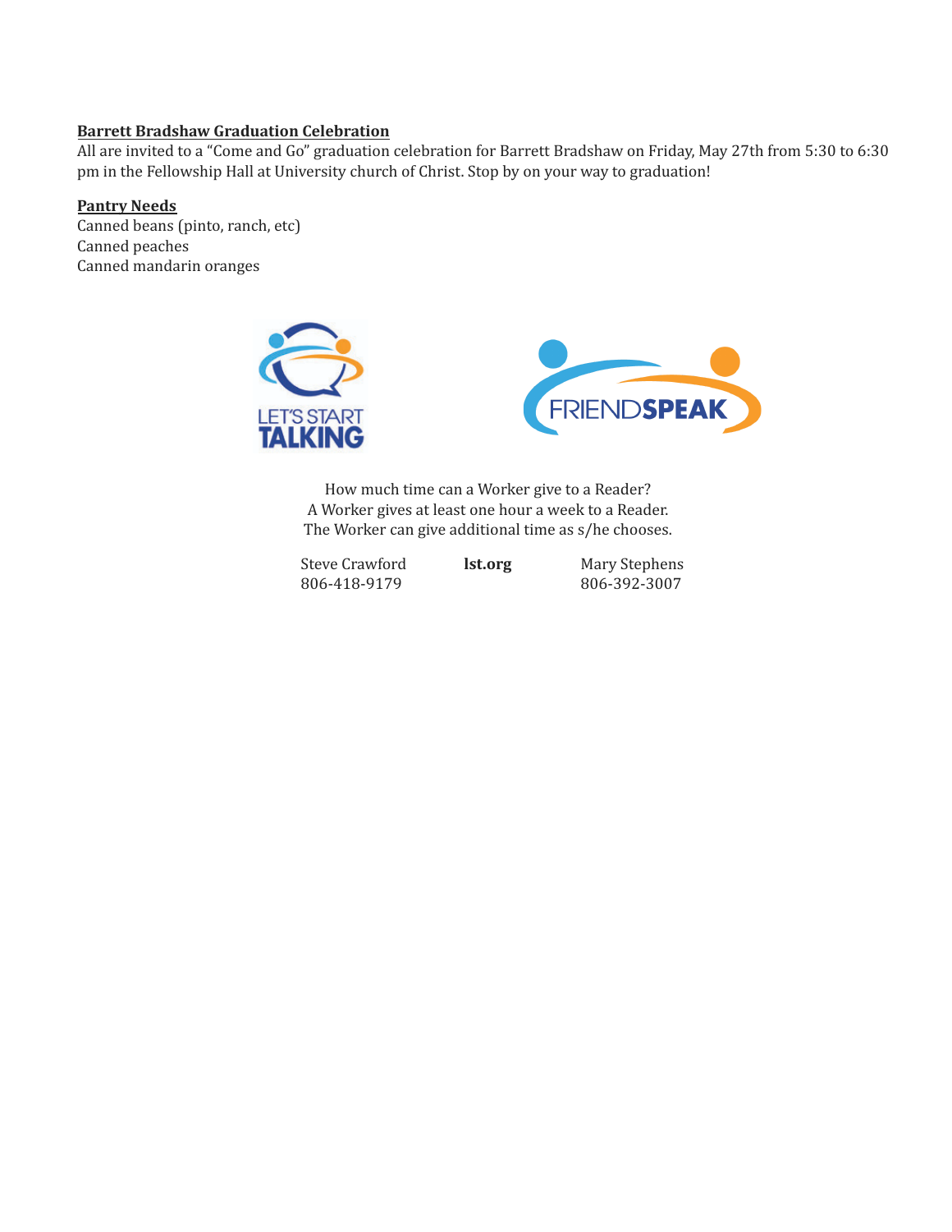**Barrett Bradshaw Graduation Celebration**

All are invited to a "Come and Go" graduation celebration for Barrett Bradshaw on Friday, May 27th from 5:30 to 6:30 pm in the Fellowship Hall at University church of Christ. Stop by on your way to graduation!

**Pantry Needs**

Canned beans (pinto, ranch, etc)
Canned peaches
Canned mandarin oranges

LET'S START TALKING

FRIENDSPEAK

How much time can a Worker give to a Reader?
A Worker gives at least one hour a week to a Reader.
The Worker can give additional time as s/he chooses.

| | | |
|---|---|---|
| Steve Crawford<br>806-418-9179 | **lst.org** | Mary Stephens<br>806-392-3007 |